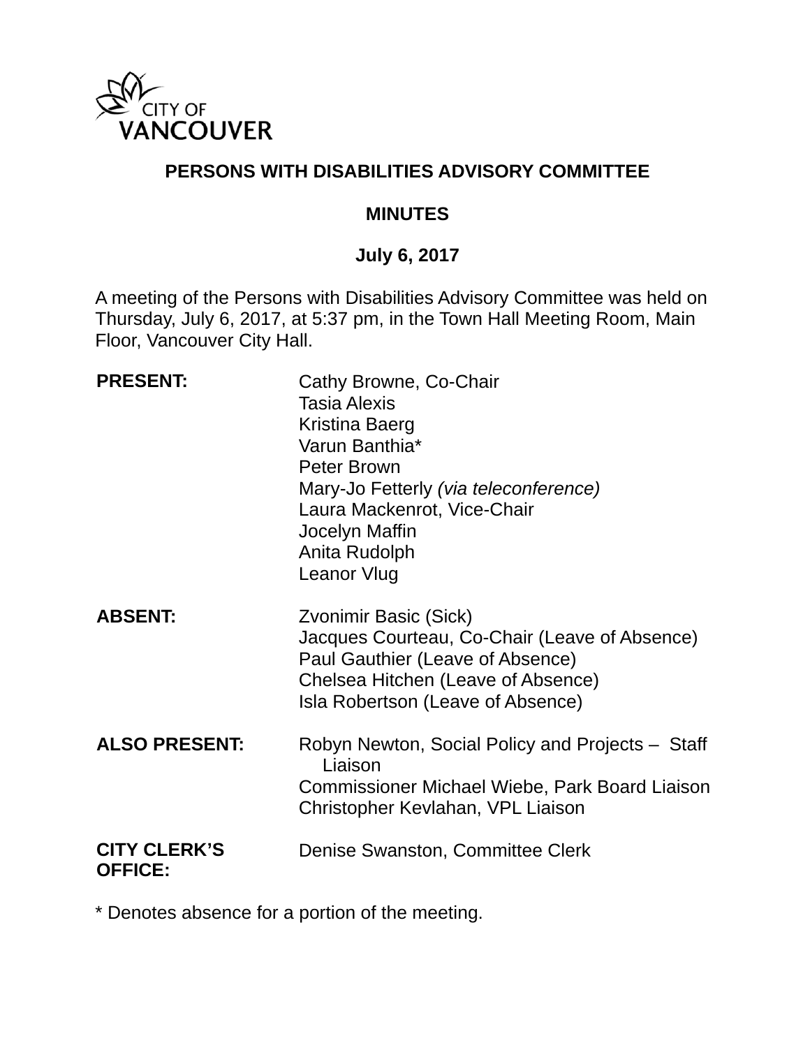CITY OF VANCOUVER

# PERSONS WITH DISABILITIES ADVISORY COMMITTEE

## MINUTES

## July 6, 2017

A meeting of the Persons with Disabilities Advisory Committee was held on Thursday, July 6, 2017, at 5:37 pm, in the Town Hall Meeting Room, Main Floor, Vancouver City Hall.

| | |
|---|---|
| **PRESENT:** | Cathy Browne, Co-Chair<br>Tasia Alexis<br>Kristina Baerg<br>Varun Banthia*<br>Peter Brown<br>Mary-Jo Fetterly *(via teleconference)*<br>Laura Mackenrot, Vice-Chair<br>Jocelyn Maffin<br>Anita Rudolph<br>Leanor Vlug |
| **ABSENT:** | Zvonimir Basic (Sick)<br>Jacques Courteau, Co-Chair (Leave of Absence)<br>Paul Gauthier (Leave of Absence)<br>Chelsea Hitchen (Leave of Absence)<br>Isla Robertson (Leave of Absence) |
| **ALSO PRESENT:** | Robyn Newton, Social Policy and Projects – Staff Liaison<br>Commissioner Michael Wiebe, Park Board Liaison<br>Christopher Kevlahan, VPL Liaison |
| **CITY CLERK'S OFFICE:** | Denise Swanston, Committee Clerk |

* Denotes absence for a portion of the meeting.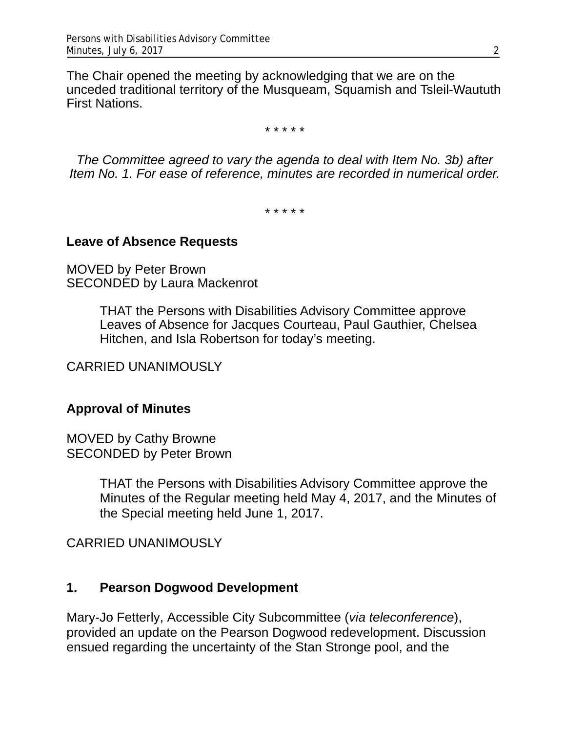The Chair opened the meeting by acknowledging that we are on the unceded traditional territory of the Musqueam, Squamish and Tsleil-Waututh First Nations.

\* \* \* \* \*

*The Committee agreed to vary the agenda to deal with Item No. 3b) after Item No. 1. For ease of reference, minutes are recorded in numerical order.*

\* \* \* \* \*

**Leave of Absence Requests**

MOVED by Peter Brown
SECONDED by Laura Mackenrot

> THAT the Persons with Disabilities Advisory Committee approve Leaves of Absence for Jacques Courteau, Paul Gauthier, Chelsea Hitchen, and Isla Robertson for today's meeting.

CARRIED UNANIMOUSLY

**Approval of Minutes**

MOVED by Cathy Browne
SECONDED by Peter Brown

> THAT the Persons with Disabilities Advisory Committee approve the Minutes of the Regular meeting held May 4, 2017, and the Minutes of the Special meeting held June 1, 2017.

CARRIED UNANIMOUSLY

**1. Pearson Dogwood Development**

Mary-Jo Fetterly, Accessible City Subcommittee (*via teleconference*), provided an update on the Pearson Dogwood redevelopment. Discussion ensued regarding the uncertainty of the Stan Stronge pool, and the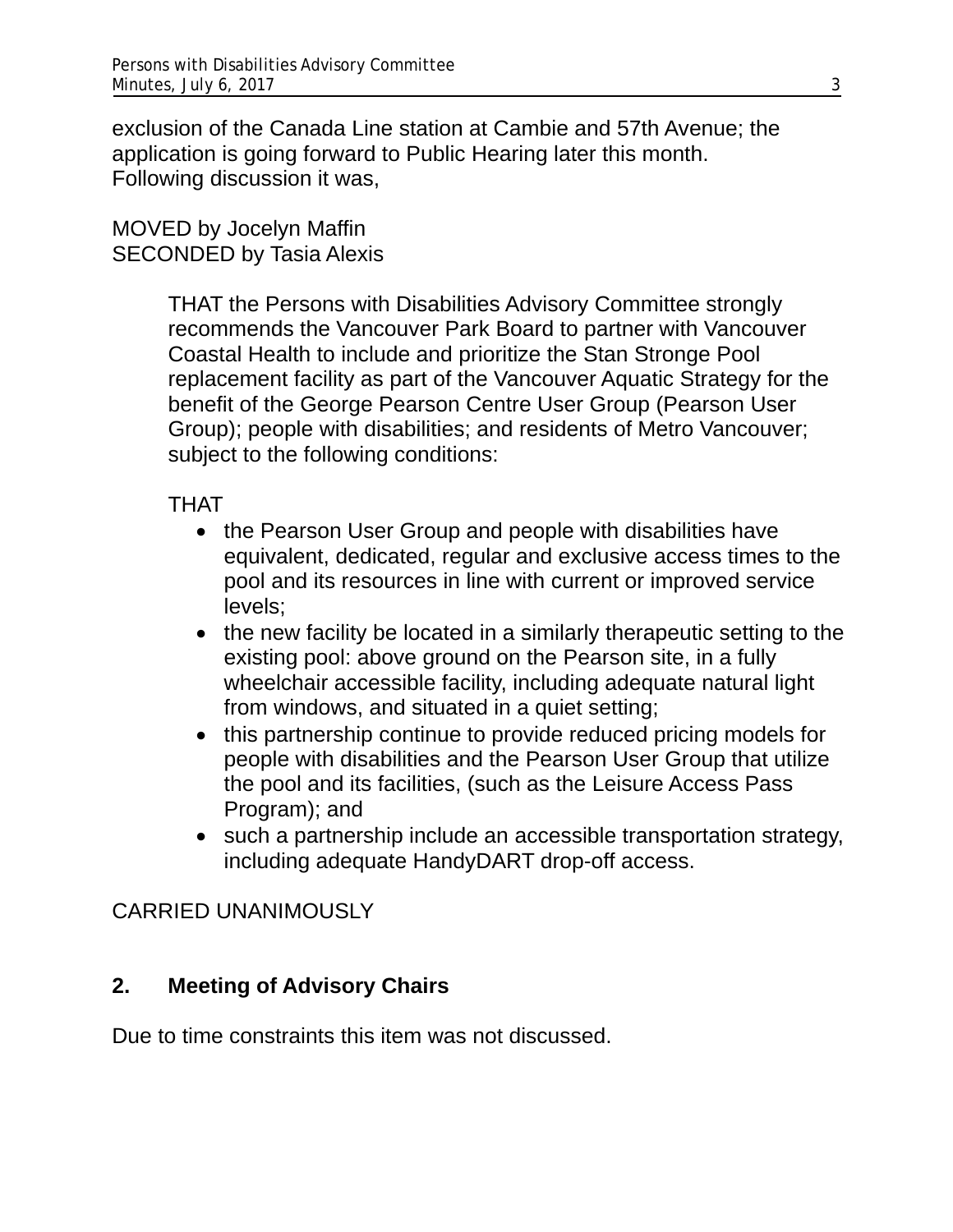exclusion of the Canada Line station at Cambie and 57th Avenue; the application is going forward to Public Hearing later this month. Following discussion it was,

MOVED by Jocelyn Maffin
SECONDED by Tasia Alexis

> THAT the Persons with Disabilities Advisory Committee strongly recommends the Vancouver Park Board to partner with Vancouver Coastal Health to include and prioritize the Stan Stronge Pool replacement facility as part of the Vancouver Aquatic Strategy for the benefit of the George Pearson Centre User Group (Pearson User Group); people with disabilities; and residents of Metro Vancouver; subject to the following conditions:
>
> THAT
> - the Pearson User Group and people with disabilities have equivalent, dedicated, regular and exclusive access times to the pool and its resources in line with current or improved service levels;
> - the new facility be located in a similarly therapeutic setting to the existing pool: above ground on the Pearson site, in a fully wheelchair accessible facility, including adequate natural light from windows, and situated in a quiet setting;
> - this partnership continue to provide reduced pricing models for people with disabilities and the Pearson User Group that utilize the pool and its facilities, (such as the Leisure Access Pass Program); and
> - such a partnership include an accessible transportation strategy, including adequate HandyDART drop-off access.

CARRIED UNANIMOUSLY

## 2. Meeting of Advisory Chairs

Due to time constraints this item was not discussed.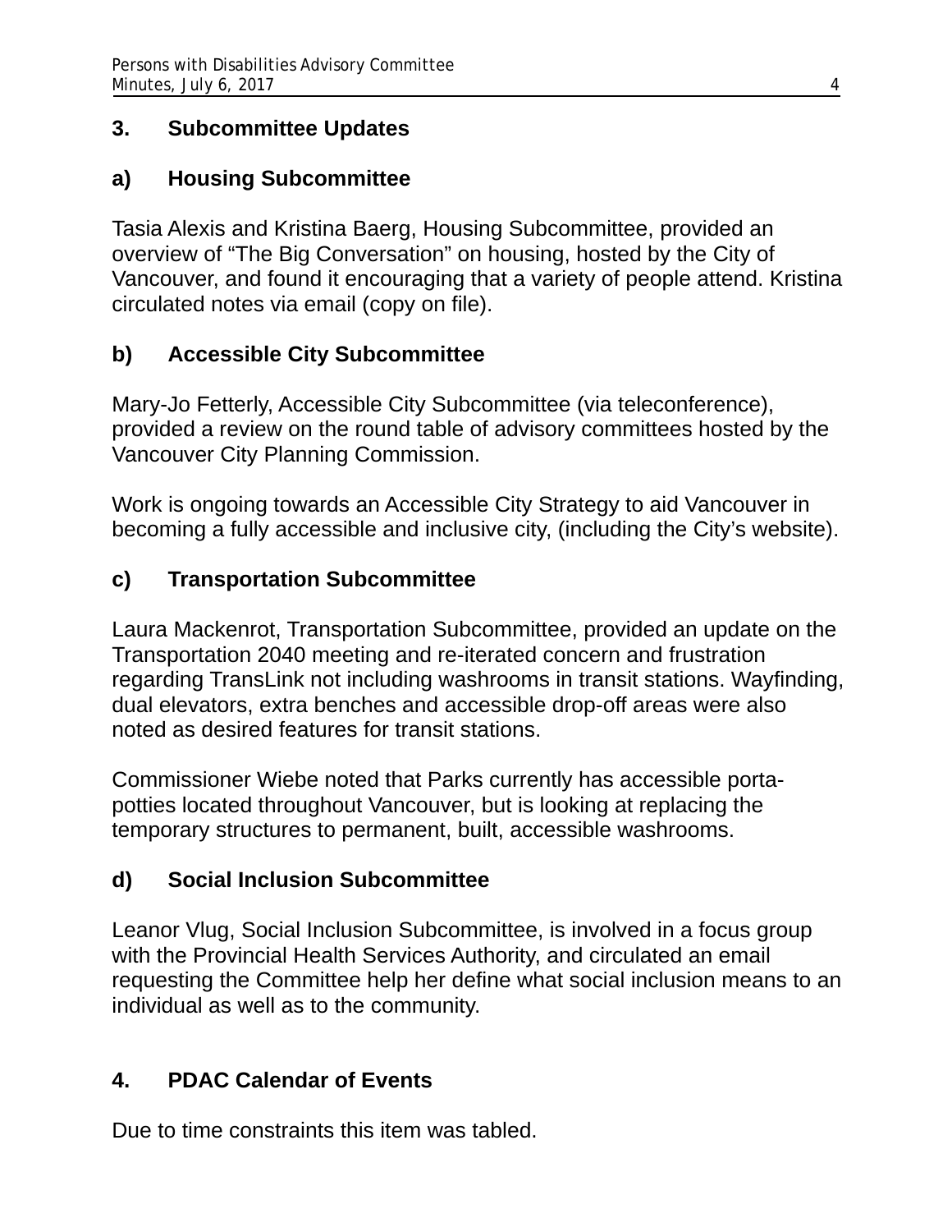## 3. Subcommittee Updates

### a) Housing Subcommittee

Tasia Alexis and Kristina Baerg, Housing Subcommittee, provided an overview of “The Big Conversation” on housing, hosted by the City of Vancouver, and found it encouraging that a variety of people attend. Kristina circulated notes via email (copy on file).

### b) Accessible City Subcommittee

Mary-Jo Fetterly, Accessible City Subcommittee (via teleconference), provided a review on the round table of advisory committees hosted by the Vancouver City Planning Commission.

Work is ongoing towards an Accessible City Strategy to aid Vancouver in becoming a fully accessible and inclusive city, (including the City’s website).

### c) Transportation Subcommittee

Laura Mackenrot, Transportation Subcommittee, provided an update on the Transportation 2040 meeting and re-iterated concern and frustration regarding TransLink not including washrooms in transit stations. Wayfinding, dual elevators, extra benches and accessible drop-off areas were also noted as desired features for transit stations.

Commissioner Wiebe noted that Parks currently has accessible porta-potties located throughout Vancouver, but is looking at replacing the temporary structures to permanent, built, accessible washrooms.

### d) Social Inclusion Subcommittee

Leanor Vlug, Social Inclusion Subcommittee, is involved in a focus group with the Provincial Health Services Authority, and circulated an email requesting the Committee help her define what social inclusion means to an individual as well as to the community.

## 4. PDAC Calendar of Events

Due to time constraints this item was tabled.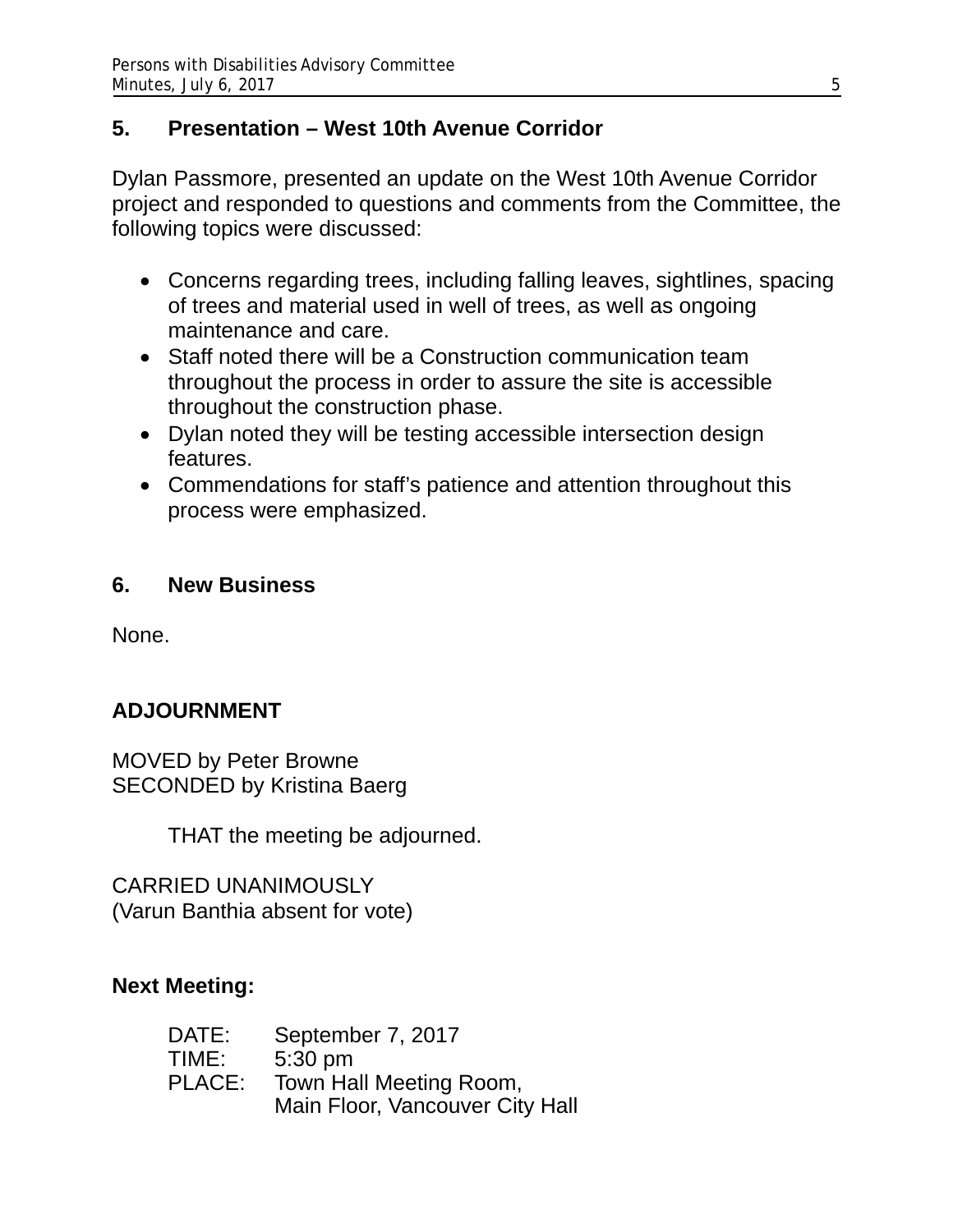## 5. Presentation – West 10th Avenue Corridor

Dylan Passmore, presented an update on the West 10th Avenue Corridor project and responded to questions and comments from the Committee, the following topics were discussed:

- Concerns regarding trees, including falling leaves, sightlines, spacing of trees and material used in well of trees, as well as ongoing maintenance and care.
- Staff noted there will be a Construction communication team throughout the process in order to assure the site is accessible throughout the construction phase.
- Dylan noted they will be testing accessible intersection design features.
- Commendations for staff's patience and attention throughout this process were emphasized.

## 6. New Business

None.

## ADJOURNMENT

MOVED by Peter Browne
SECONDED by Kristina Baerg

THAT the meeting be adjourned.

CARRIED UNANIMOUSLY
(Varun Banthia absent for vote)

**Next Meeting:**

DATE: September 7, 2017
TIME: 5:30 pm
PLACE: Town Hall Meeting Room,
Main Floor, Vancouver City Hall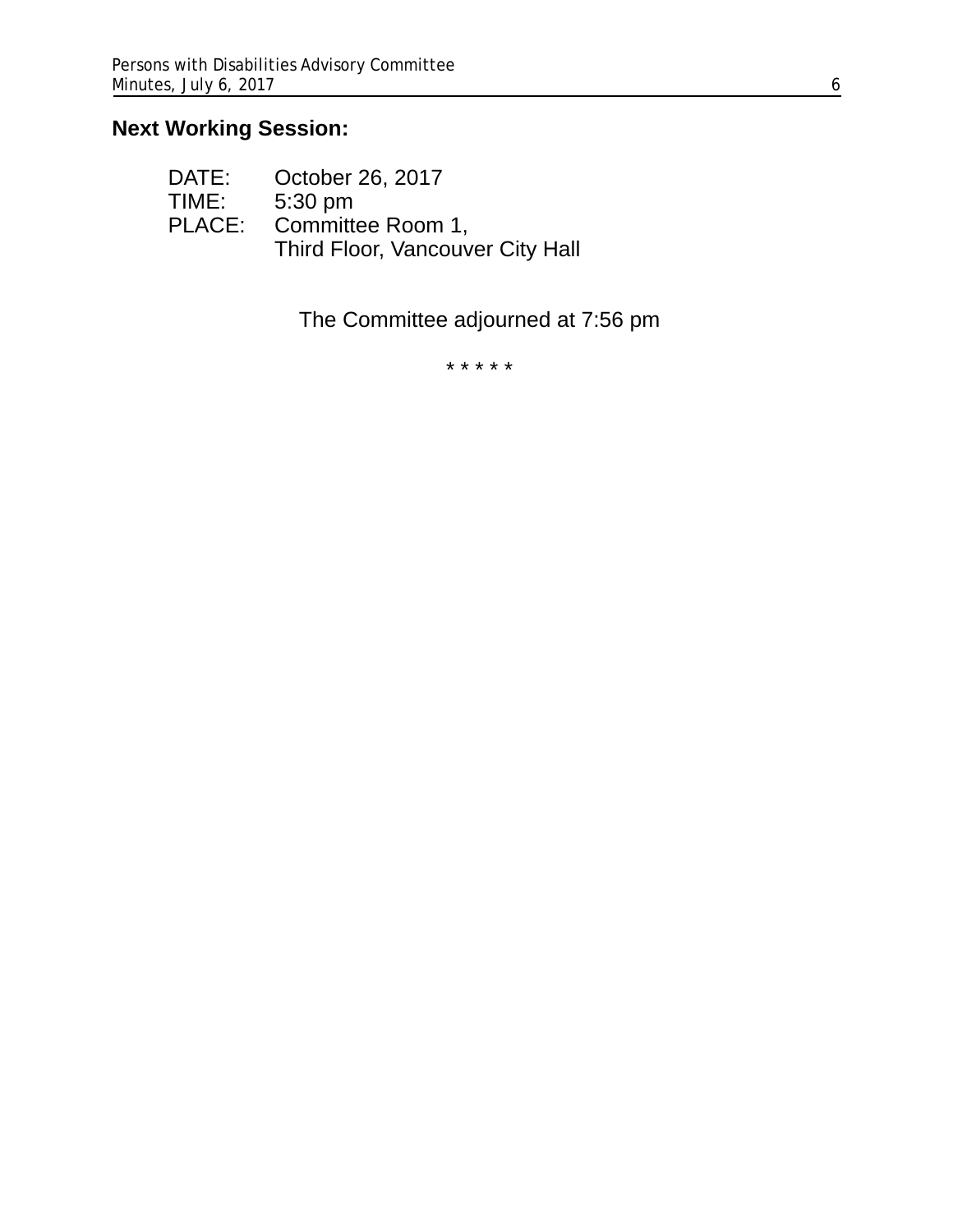**Next Working Session:**

DATE: October 26, 2017
TIME: 5:30 pm
PLACE: Committee Room 1,
Third Floor, Vancouver City Hall

The Committee adjourned at 7:56 pm

* * * * *